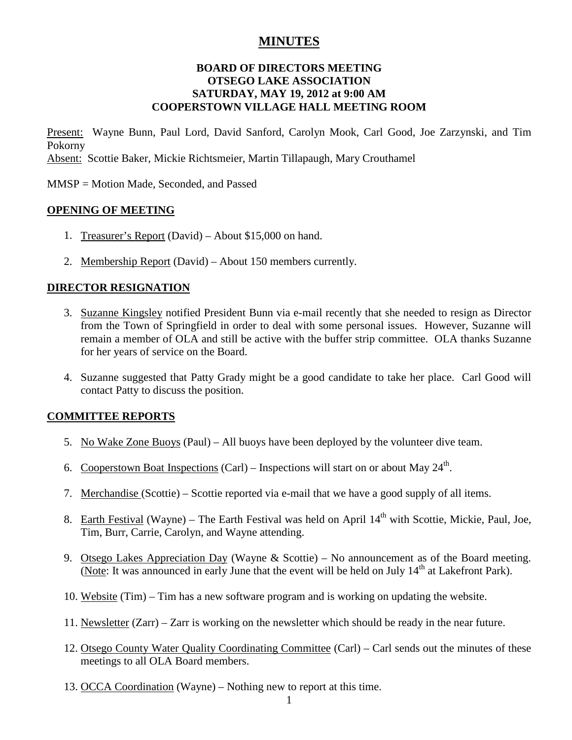# MINUTES

**BOARD OF DIRECTORS MEETING**
**OTSEGO LAKE ASSOCIATION**
**SATURDAY, MAY 19, 2012 at 9:00 AM**
**COOPERSTOWN VILLAGE HALL MEETING ROOM**

Present: Wayne Bunn, Paul Lord, David Sanford, Carolyn Mook, Carl Good, Joe Zarzynski, and Tim Pokorny
Absent: Scottie Baker, Mickie Richtsmeier, Martin Tillapaugh, Mary Crouthamel

MMSP = Motion Made, Seconded, and Passed

## OPENING OF MEETING

1. Treasurer's Report (David) – About $15,000 on hand.

2. Membership Report (David) – About 150 members currently.

## DIRECTOR RESIGNATION

3. Suzanne Kingsley notified President Bunn via e-mail recently that she needed to resign as Director from the Town of Springfield in order to deal with some personal issues. However, Suzanne will remain a member of OLA and still be active with the buffer strip committee. OLA thanks Suzanne for her years of service on the Board.

4. Suzanne suggested that Patty Grady might be a good candidate to take her place. Carl Good will contact Patty to discuss the position.

## COMMITTEE REPORTS

5. No Wake Zone Buoys (Paul) – All buoys have been deployed by the volunteer dive team.

6. Cooperstown Boat Inspections (Carl) – Inspections will start on or about May 24th.

7. Merchandise (Scottie) – Scottie reported via e-mail that we have a good supply of all items.

8. Earth Festival (Wayne) – The Earth Festival was held on April 14th with Scottie, Mickie, Paul, Joe, Tim, Burr, Carrie, Carolyn, and Wayne attending.

9. Otsego Lakes Appreciation Day (Wayne & Scottie) – No announcement as of the Board meeting. (Note: It was announced in early June that the event will be held on July 14th at Lakefront Park).

10. Website (Tim) – Tim has a new software program and is working on updating the website.

11. Newsletter (Zarr) – Zarr is working on the newsletter which should be ready in the near future.

12. Otsego County Water Quality Coordinating Committee (Carl) – Carl sends out the minutes of these meetings to all OLA Board members.

13. OCCA Coordination (Wayne) – Nothing new to report at this time.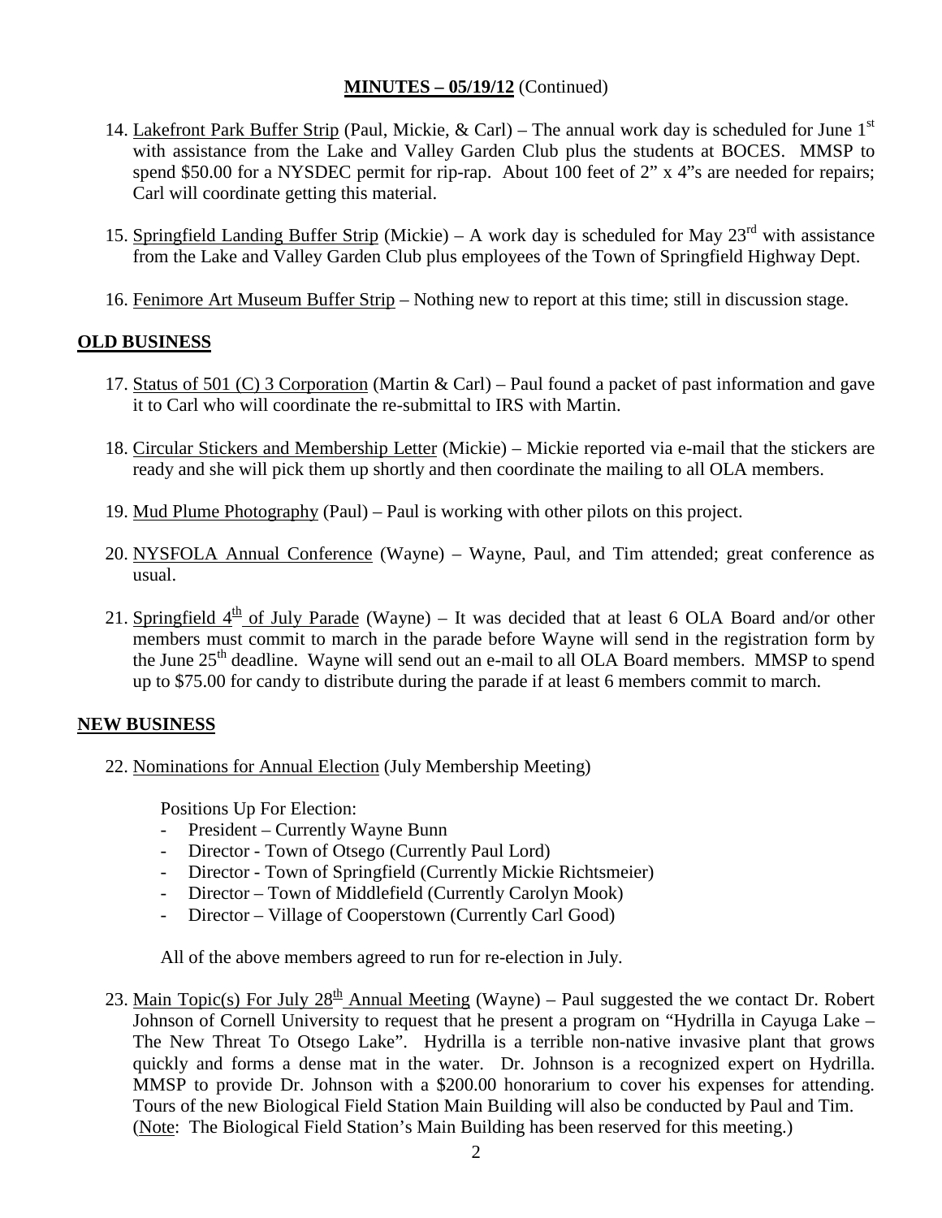**MINUTES – 05/19/12** (Continued)

14. Lakefront Park Buffer Strip (Paul, Mickie, & Carl) – The annual work day is scheduled for June 1st with assistance from the Lake and Valley Garden Club plus the students at BOCES. MMSP to spend $50.00 for a NYSDEC permit for rip-rap. About 100 feet of 2" x 4"s are needed for repairs; Carl will coordinate getting this material.

15. Springfield Landing Buffer Strip (Mickie) – A work day is scheduled for May 23rd with assistance from the Lake and Valley Garden Club plus employees of the Town of Springfield Highway Dept.

16. Fenimore Art Museum Buffer Strip – Nothing new to report at this time; still in discussion stage.

**OLD BUSINESS**

17. Status of 501 (C) 3 Corporation (Martin & Carl) – Paul found a packet of past information and gave it to Carl who will coordinate the re-submittal to IRS with Martin.

18. Circular Stickers and Membership Letter (Mickie) – Mickie reported via e-mail that the stickers are ready and she will pick them up shortly and then coordinate the mailing to all OLA members.

19. Mud Plume Photography (Paul) – Paul is working with other pilots on this project.

20. NYSFOLA Annual Conference (Wayne) – Wayne, Paul, and Tim attended; great conference as usual.

21. Springfield 4th of July Parade (Wayne) – It was decided that at least 6 OLA Board and/or other members must commit to march in the parade before Wayne will send in the registration form by the June 25th deadline. Wayne will send out an e-mail to all OLA Board members. MMSP to spend up to $75.00 for candy to distribute during the parade if at least 6 members commit to march.

**NEW BUSINESS**

22. Nominations for Annual Election (July Membership Meeting)

    Positions Up For Election:
    - President – Currently Wayne Bunn
    - Director - Town of Otsego (Currently Paul Lord)
    - Director - Town of Springfield (Currently Mickie Richtsmeier)
    - Director – Town of Middlefield (Currently Carolyn Mook)
    - Director – Village of Cooperstown (Currently Carl Good)

    All of the above members agreed to run for re-election in July.

23. Main Topic(s) For July 28th Annual Meeting (Wayne) – Paul suggested the we contact Dr. Robert Johnson of Cornell University to request that he present a program on "Hydrilla in Cayuga Lake – The New Threat To Otsego Lake". Hydrilla is a terrible non-native invasive plant that grows quickly and forms a dense mat in the water. Dr. Johnson is a recognized expert on Hydrilla. MMSP to provide Dr. Johnson with a $200.00 honorarium to cover his expenses for attending. Tours of the new Biological Field Station Main Building will also be conducted by Paul and Tim. (Note: The Biological Field Station's Main Building has been reserved for this meeting.)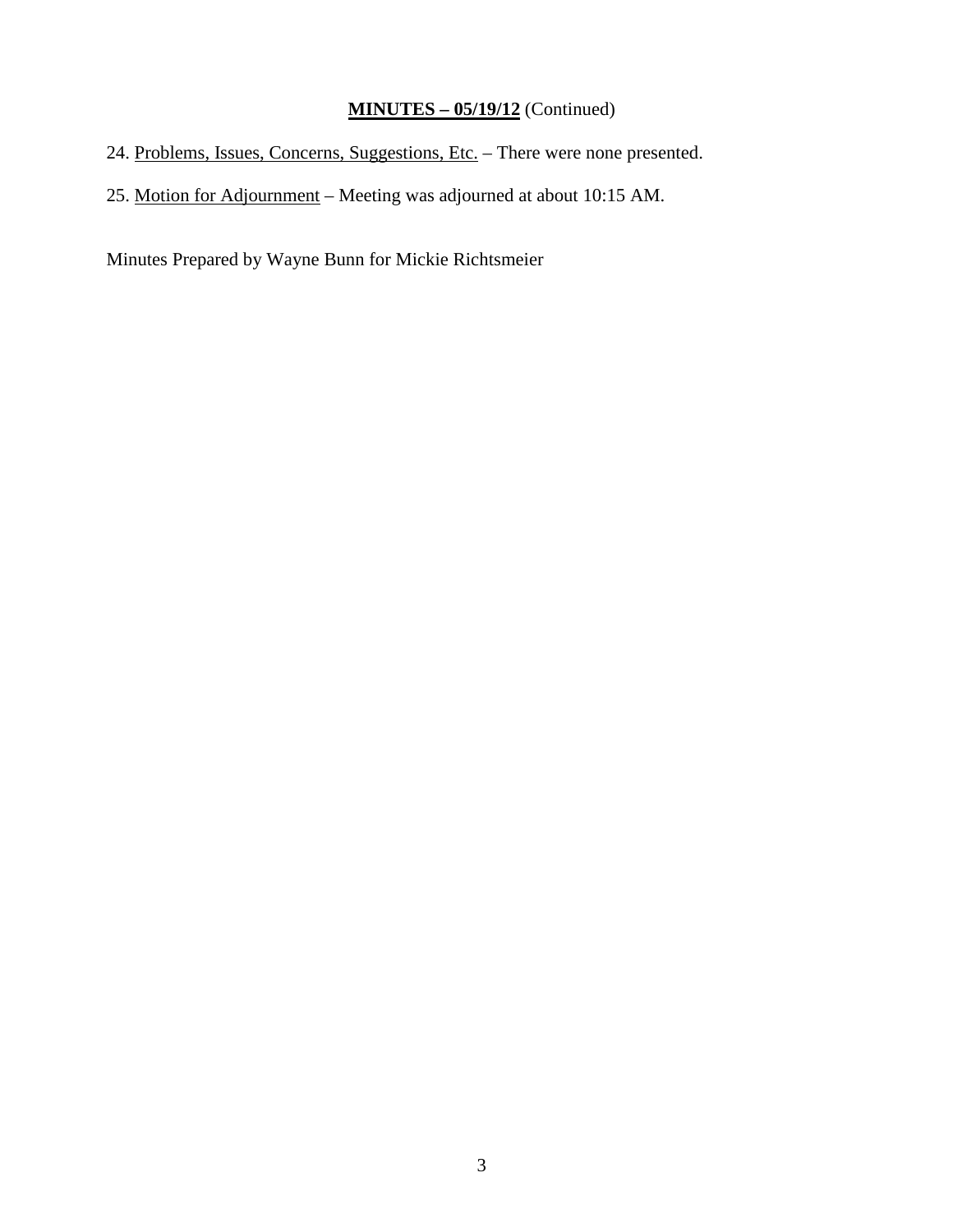**MINUTES – 05/19/12** (Continued)

24. Problems, Issues, Concerns, Suggestions, Etc. – There were none presented.

25. Motion for Adjournment – Meeting was adjourned at about 10:15 AM.

Minutes Prepared by Wayne Bunn for Mickie Richtsmeier